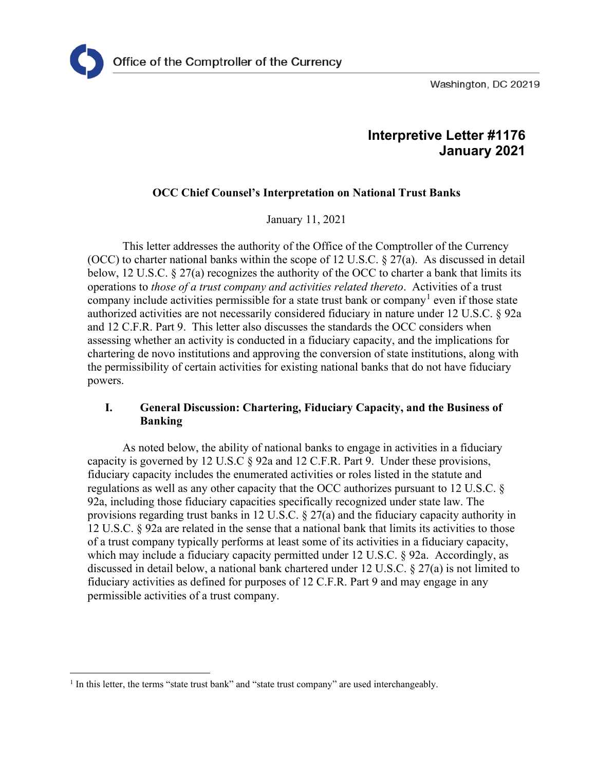Office of the Comptroller of the Currency

Washington, DC 20219

# Interpretive Letter #1176
# January 2021

**OCC Chief Counsel's Interpretation on National Trust Banks**

January 11, 2021

This letter addresses the authority of the Office of the Comptroller of the Currency (OCC) to charter national banks within the scope of 12 U.S.C. § 27(a). As discussed in detail below, 12 U.S.C. § 27(a) recognizes the authority of the OCC to charter a bank that limits its operations to *those of a trust company and activities related thereto*. Activities of a trust company include activities permissible for a state trust bank or company[1] even if those state authorized activities are not necessarily considered fiduciary in nature under 12 U.S.C. § 92a and 12 C.F.R. Part 9. This letter also discusses the standards the OCC considers when assessing whether an activity is conducted in a fiduciary capacity, and the implications for chartering de novo institutions and approving the conversion of state institutions, along with the permissibility of certain activities for existing national banks that do not have fiduciary powers.

## I. General Discussion: Chartering, Fiduciary Capacity, and the Business of Banking

As noted below, the ability of national banks to engage in activities in a fiduciary capacity is governed by 12 U.S.C § 92a and 12 C.F.R. Part 9. Under these provisions, fiduciary capacity includes the enumerated activities or roles listed in the statute and regulations as well as any other capacity that the OCC authorizes pursuant to 12 U.S.C. § 92a, including those fiduciary capacities specifically recognized under state law. The provisions regarding trust banks in 12 U.S.C. § 27(a) and the fiduciary capacity authority in 12 U.S.C. § 92a are related in the sense that a national bank that limits its activities to those of a trust company typically performs at least some of its activities in a fiduciary capacity, which may include a fiduciary capacity permitted under 12 U.S.C. § 92a. Accordingly, as discussed in detail below, a national bank chartered under 12 U.S.C. § 27(a) is not limited to fiduciary activities as defined for purposes of 12 C.F.R. Part 9 and may engage in any permissible activities of a trust company.

[1] In this letter, the terms "state trust bank" and "state trust company" are used interchangeably.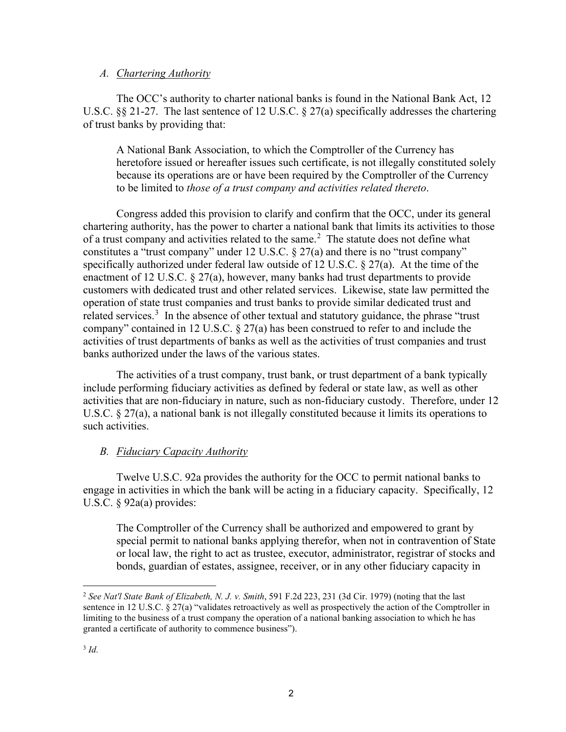### A. Chartering Authority

The OCC's authority to charter national banks is found in the National Bank Act, 12 U.S.C. §§ 21-27. The last sentence of 12 U.S.C. § 27(a) specifically addresses the chartering of trust banks by providing that:

> A National Bank Association, to which the Comptroller of the Currency has heretofore issued or hereafter issues such certificate, is not illegally constituted solely because its operations are or have been required by the Comptroller of the Currency to be limited to *those of a trust company and activities related thereto*.

Congress added this provision to clarify and confirm that the OCC, under its general chartering authority, has the power to charter a national bank that limits its activities to those of a trust company and activities related to the same.[2] The statute does not define what constitutes a "trust company" under 12 U.S.C. § 27(a) and there is no "trust company" specifically authorized under federal law outside of 12 U.S.C. § 27(a). At the time of the enactment of 12 U.S.C. § 27(a), however, many banks had trust departments to provide customers with dedicated trust and other related services. Likewise, state law permitted the operation of state trust companies and trust banks to provide similar dedicated trust and related services.[3] In the absence of other textual and statutory guidance, the phrase "trust company" contained in 12 U.S.C. § 27(a) has been construed to refer to and include the activities of trust departments of banks as well as the activities of trust companies and trust banks authorized under the laws of the various states.

The activities of a trust company, trust bank, or trust department of a bank typically include performing fiduciary activities as defined by federal or state law, as well as other activities that are non-fiduciary in nature, such as non-fiduciary custody. Therefore, under 12 U.S.C. § 27(a), a national bank is not illegally constituted because it limits its operations to such activities.

### B. Fiduciary Capacity Authority

Twelve U.S.C. 92a provides the authority for the OCC to permit national banks to engage in activities in which the bank will be acting in a fiduciary capacity. Specifically, 12 U.S.C. § 92a(a) provides:

> The Comptroller of the Currency shall be authorized and empowered to grant by special permit to national banks applying therefor, when not in contravention of State or local law, the right to act as trustee, executor, administrator, registrar of stocks and bonds, guardian of estates, assignee, receiver, or in any other fiduciary capacity in

---

[2] *See Nat'l State Bank of Elizabeth, N. J. v. Smith*, 591 F.2d 223, 231 (3d Cir. 1979) (noting that the last sentence in 12 U.S.C. § 27(a) "validates retroactively as well as prospectively the action of the Comptroller in limiting to the business of a trust company the operation of a national banking association to which he has granted a certificate of authority to commence business").

[3] *Id.*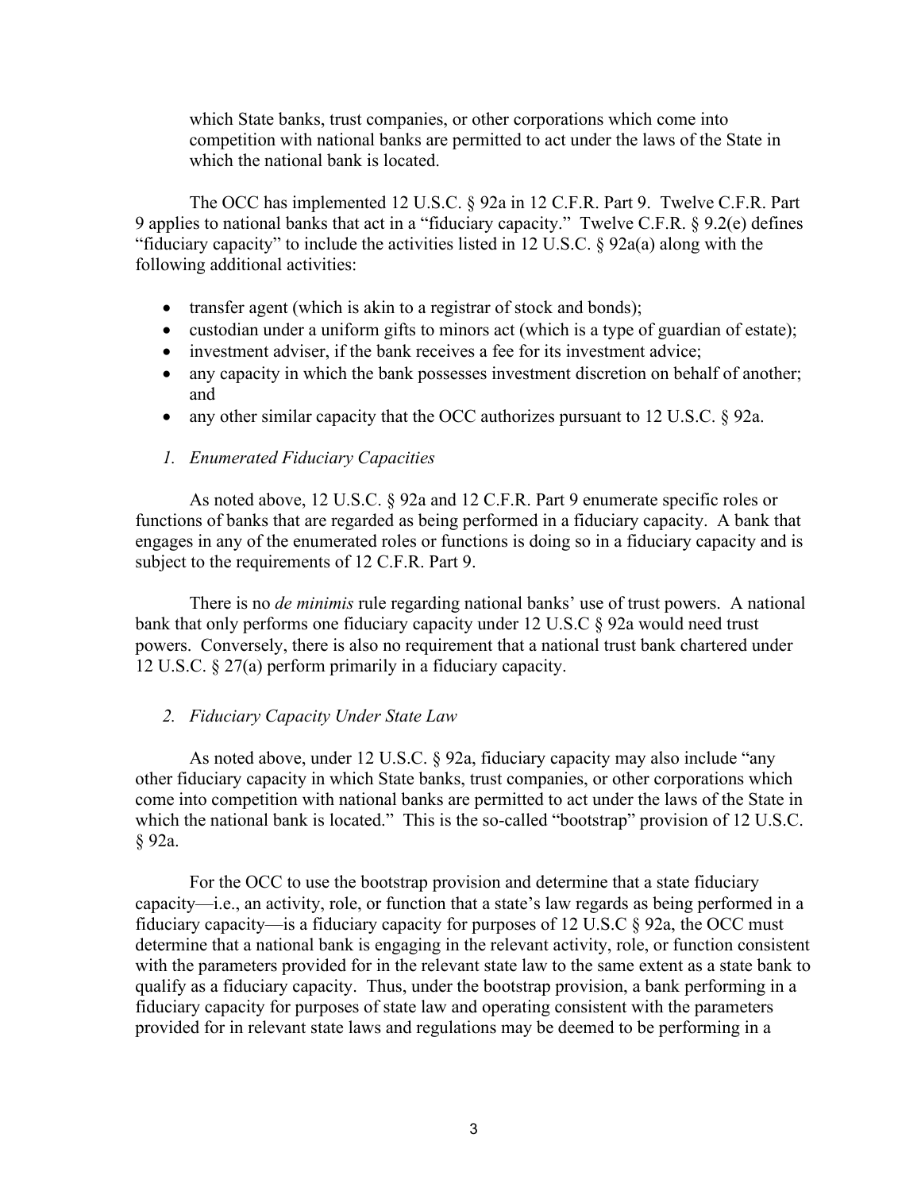which State banks, trust companies, or other corporations which come into competition with national banks are permitted to act under the laws of the State in which the national bank is located.

The OCC has implemented 12 U.S.C. § 92a in 12 C.F.R. Part 9. Twelve C.F.R. Part 9 applies to national banks that act in a "fiduciary capacity." Twelve C.F.R. § 9.2(e) defines "fiduciary capacity" to include the activities listed in 12 U.S.C. § 92a(a) along with the following additional activities:

- transfer agent (which is akin to a registrar of stock and bonds);
- custodian under a uniform gifts to minors act (which is a type of guardian of estate);
- investment adviser, if the bank receives a fee for its investment advice;
- any capacity in which the bank possesses investment discretion on behalf of another; and
- any other similar capacity that the OCC authorizes pursuant to 12 U.S.C. § 92a.

*1. Enumerated Fiduciary Capacities*

As noted above, 12 U.S.C. § 92a and 12 C.F.R. Part 9 enumerate specific roles or functions of banks that are regarded as being performed in a fiduciary capacity. A bank that engages in any of the enumerated roles or functions is doing so in a fiduciary capacity and is subject to the requirements of 12 C.F.R. Part 9.

There is no *de minimis* rule regarding national banks' use of trust powers. A national bank that only performs one fiduciary capacity under 12 U.S.C § 92a would need trust powers. Conversely, there is also no requirement that a national trust bank chartered under 12 U.S.C. § 27(a) perform primarily in a fiduciary capacity.

*2. Fiduciary Capacity Under State Law*

As noted above, under 12 U.S.C. § 92a, fiduciary capacity may also include "any other fiduciary capacity in which State banks, trust companies, or other corporations which come into competition with national banks are permitted to act under the laws of the State in which the national bank is located." This is the so-called "bootstrap" provision of 12 U.S.C. § 92a.

For the OCC to use the bootstrap provision and determine that a state fiduciary capacity—i.e., an activity, role, or function that a state's law regards as being performed in a fiduciary capacity—is a fiduciary capacity for purposes of 12 U.S.C § 92a, the OCC must determine that a national bank is engaging in the relevant activity, role, or function consistent with the parameters provided for in the relevant state law to the same extent as a state bank to qualify as a fiduciary capacity. Thus, under the bootstrap provision, a bank performing in a fiduciary capacity for purposes of state law and operating consistent with the parameters provided for in relevant state laws and regulations may be deemed to be performing in a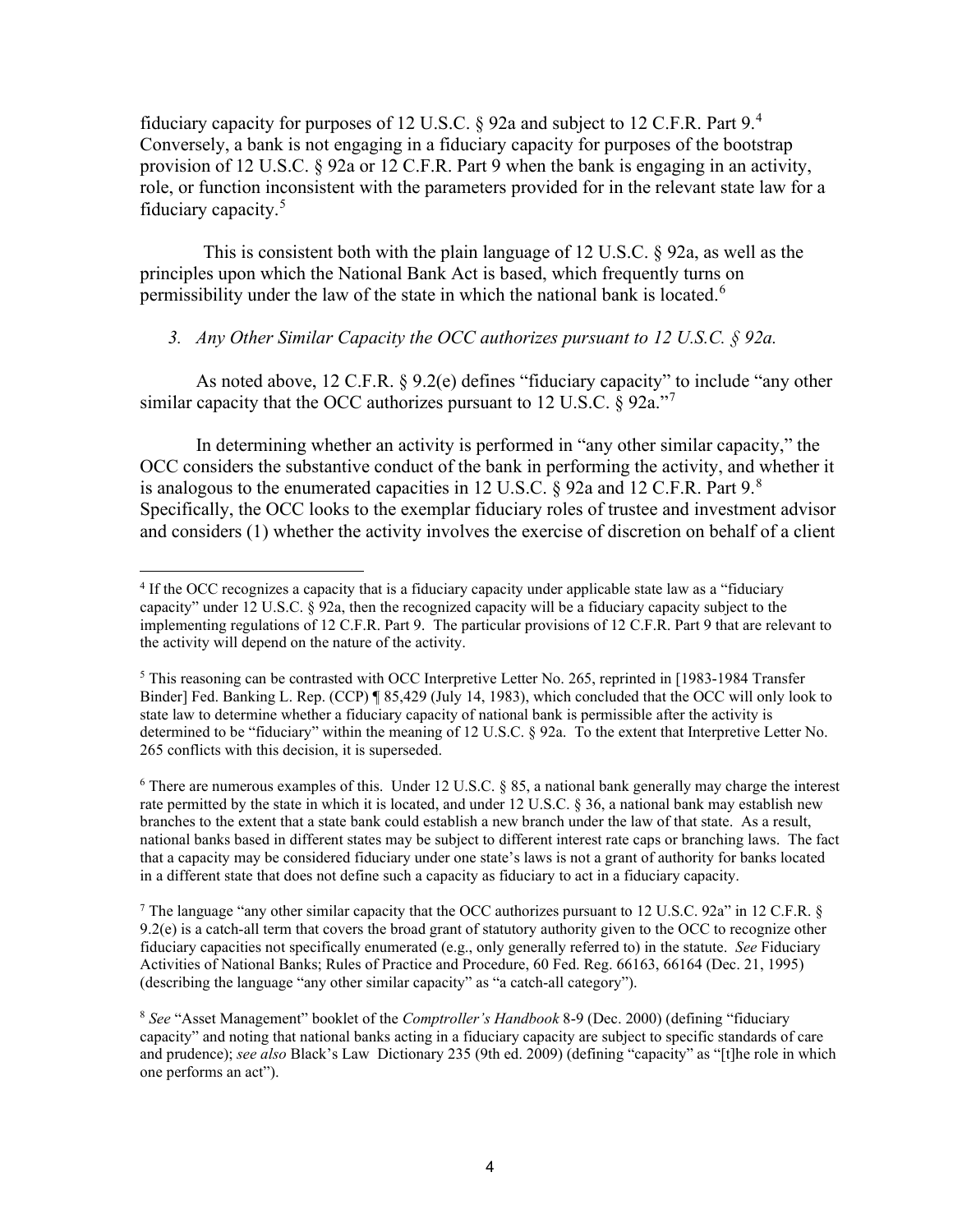fiduciary capacity for purposes of 12 U.S.C. § 92a and subject to 12 C.F.R. Part 9.[4] Conversely, a bank is not engaging in a fiduciary capacity for purposes of the bootstrap provision of 12 U.S.C. § 92a or 12 C.F.R. Part 9 when the bank is engaging in an activity, role, or function inconsistent with the parameters provided for in the relevant state law for a fiduciary capacity.[5]

This is consistent both with the plain language of 12 U.S.C. § 92a, as well as the principles upon which the National Bank Act is based, which frequently turns on permissibility under the law of the state in which the national bank is located.[6]

*3. Any Other Similar Capacity the OCC authorizes pursuant to 12 U.S.C. § 92a.*

As noted above, 12 C.F.R. § 9.2(e) defines "fiduciary capacity" to include "any other similar capacity that the OCC authorizes pursuant to 12 U.S.C. § 92a."[7]

In determining whether an activity is performed in "any other similar capacity," the OCC considers the substantive conduct of the bank in performing the activity, and whether it is analogous to the enumerated capacities in 12 U.S.C. § 92a and 12 C.F.R. Part 9.[8] Specifically, the OCC looks to the exemplar fiduciary roles of trustee and investment advisor and considers (1) whether the activity involves the exercise of discretion on behalf of a client

---

[4] If the OCC recognizes a capacity that is a fiduciary capacity under applicable state law as a "fiduciary capacity" under 12 U.S.C. § 92a, then the recognized capacity will be a fiduciary capacity subject to the implementing regulations of 12 C.F.R. Part 9. The particular provisions of 12 C.F.R. Part 9 that are relevant to the activity will depend on the nature of the activity.

[5] This reasoning can be contrasted with OCC Interpretive Letter No. 265, reprinted in [1983-1984 Transfer Binder] Fed. Banking L. Rep. (CCP) ¶ 85,429 (July 14, 1983), which concluded that the OCC will only look to state law to determine whether a fiduciary capacity of national bank is permissible after the activity is determined to be "fiduciary" within the meaning of 12 U.S.C. § 92a. To the extent that Interpretive Letter No. 265 conflicts with this decision, it is superseded.

[6] There are numerous examples of this. Under 12 U.S.C. § 85, a national bank generally may charge the interest rate permitted by the state in which it is located, and under 12 U.S.C. § 36, a national bank may establish new branches to the extent that a state bank could establish a new branch under the law of that state. As a result, national banks based in different states may be subject to different interest rate caps or branching laws. The fact that a capacity may be considered fiduciary under one state's laws is not a grant of authority for banks located in a different state that does not define such a capacity as fiduciary to act in a fiduciary capacity.

[7] The language "any other similar capacity that the OCC authorizes pursuant to 12 U.S.C. 92a" in 12 C.F.R. § 9.2(e) is a catch-all term that covers the broad grant of statutory authority given to the OCC to recognize other fiduciary capacities not specifically enumerated (e.g., only generally referred to) in the statute. *See* Fiduciary Activities of National Banks; Rules of Practice and Procedure, 60 Fed. Reg. 66163, 66164 (Dec. 21, 1995) (describing the language "any other similar capacity" as "a catch-all category").

[8] *See* "Asset Management" booklet of the *Comptroller's Handbook* 8-9 (Dec. 2000) (defining "fiduciary capacity" and noting that national banks acting in a fiduciary capacity are subject to specific standards of care and prudence); *see also* Black's Law Dictionary 235 (9th ed. 2009) (defining "capacity" as "[t]he role in which one performs an act").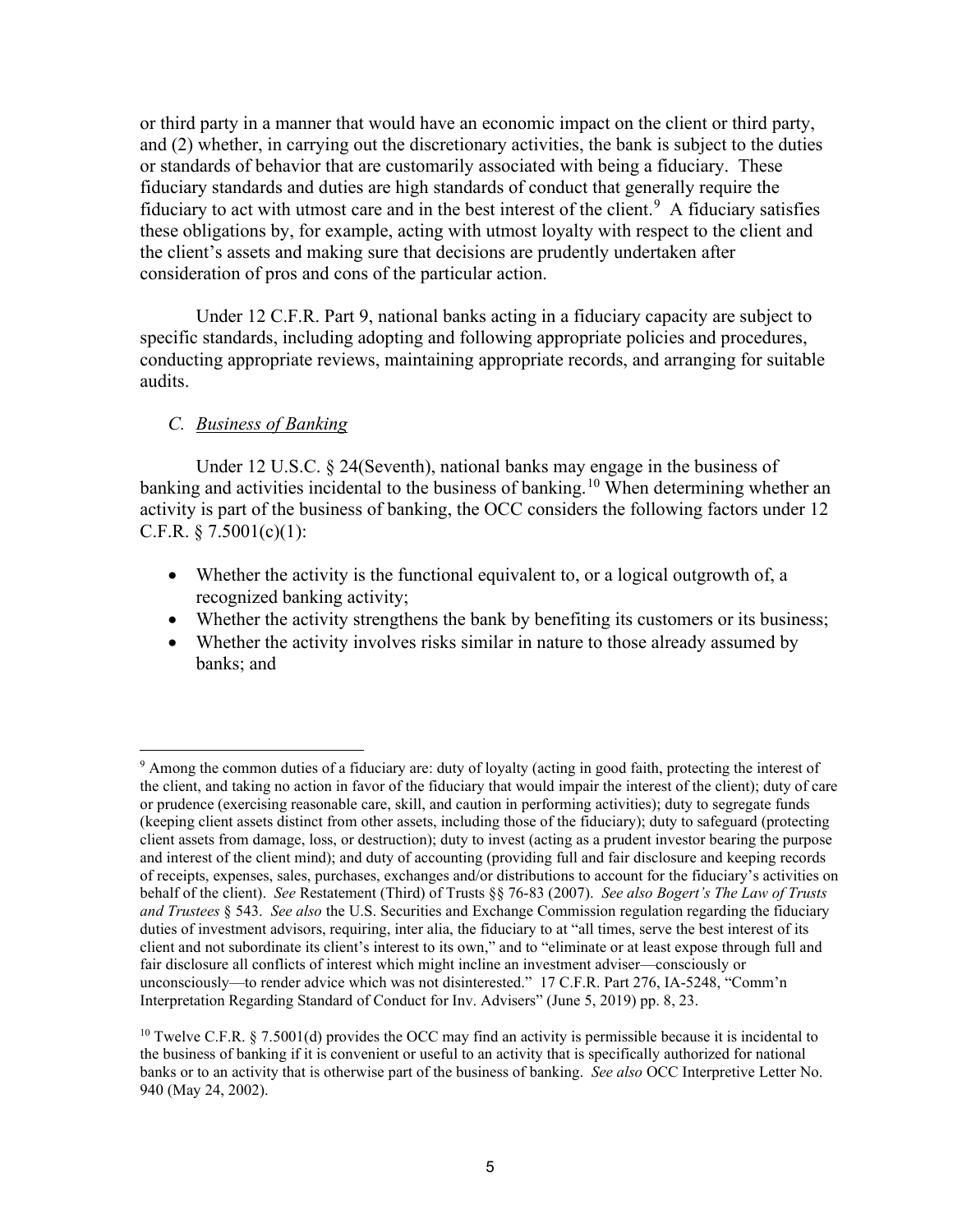or third party in a manner that would have an economic impact on the client or third party, and (2) whether, in carrying out the discretionary activities, the bank is subject to the duties or standards of behavior that are customarily associated with being a fiduciary. These fiduciary standards and duties are high standards of conduct that generally require the fiduciary to act with utmost care and in the best interest of the client.[9] A fiduciary satisfies these obligations by, for example, acting with utmost loyalty with respect to the client and the client's assets and making sure that decisions are prudently undertaken after consideration of pros and cons of the particular action.

Under 12 C.F.R. Part 9, national banks acting in a fiduciary capacity are subject to specific standards, including adopting and following appropriate policies and procedures, conducting appropriate reviews, maintaining appropriate records, and arranging for suitable audits.

### *C. Business of Banking*

Under 12 U.S.C. § 24(Seventh), national banks may engage in the business of banking and activities incidental to the business of banking.[10] When determining whether an activity is part of the business of banking, the OCC considers the following factors under 12 C.F.R. § 7.5001(c)(1):

- Whether the activity is the functional equivalent to, or a logical outgrowth of, a recognized banking activity;
- Whether the activity strengthens the bank by benefiting its customers or its business;
- Whether the activity involves risks similar in nature to those already assumed by banks; and

---

[9] Among the common duties of a fiduciary are: duty of loyalty (acting in good faith, protecting the interest of the client, and taking no action in favor of the fiduciary that would impair the interest of the client); duty of care or prudence (exercising reasonable care, skill, and caution in performing activities); duty to segregate funds (keeping client assets distinct from other assets, including those of the fiduciary); duty to safeguard (protecting client assets from damage, loss, or destruction); duty to invest (acting as a prudent investor bearing the purpose and interest of the client mind); and duty of accounting (providing full and fair disclosure and keeping records of receipts, expenses, sales, purchases, exchanges and/or distributions to account for the fiduciary's activities on behalf of the client). *See* Restatement (Third) of Trusts §§ 76-83 (2007). *See also Bogert's The Law of Trusts and Trustees* § 543. *See also* the U.S. Securities and Exchange Commission regulation regarding the fiduciary duties of investment advisors, requiring, inter alia, the fiduciary to at "all times, serve the best interest of its client and not subordinate its client's interest to its own," and to "eliminate or at least expose through full and fair disclosure all conflicts of interest which might incline an investment adviser—consciously or unconsciously—to render advice which was not disinterested." 17 C.F.R. Part 276, IA-5248, "Comm'n Interpretation Regarding Standard of Conduct for Inv. Advisers" (June 5, 2019) pp. 8, 23.

[10] Twelve C.F.R. § 7.5001(d) provides the OCC may find an activity is permissible because it is incidental to the business of banking if it is convenient or useful to an activity that is specifically authorized for national banks or to an activity that is otherwise part of the business of banking. *See also* OCC Interpretive Letter No. 940 (May 24, 2002).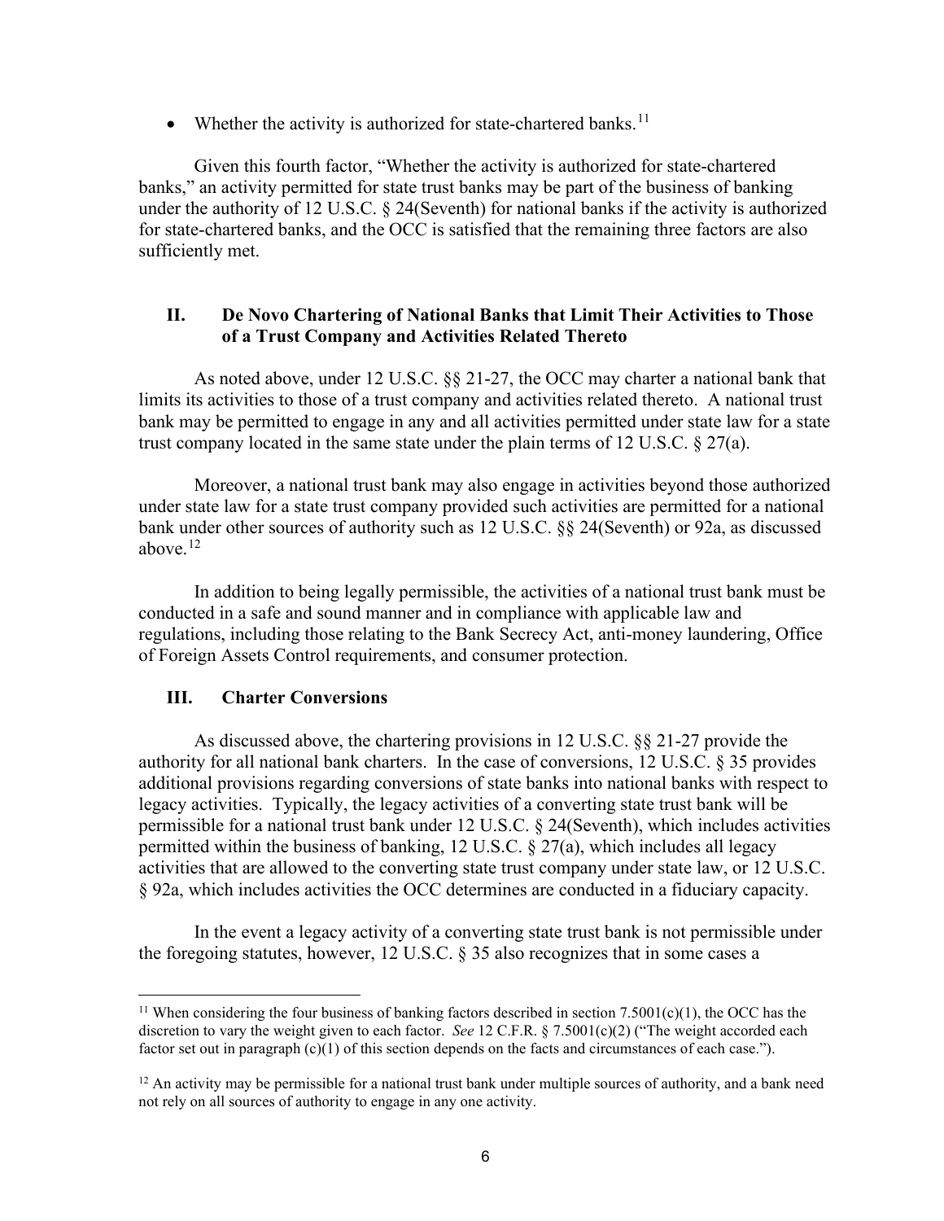- Whether the activity is authorized for state-chartered banks.[11]

Given this fourth factor, "Whether the activity is authorized for state-chartered banks," an activity permitted for state trust banks may be part of the business of banking under the authority of 12 U.S.C. § 24(Seventh) for national banks if the activity is authorized for state-chartered banks, and the OCC is satisfied that the remaining three factors are also sufficiently met.

## II. De Novo Chartering of National Banks that Limit Their Activities to Those of a Trust Company and Activities Related Thereto

As noted above, under 12 U.S.C. §§ 21-27, the OCC may charter a national bank that limits its activities to those of a trust company and activities related thereto. A national trust bank may be permitted to engage in any and all activities permitted under state law for a state trust company located in the same state under the plain terms of 12 U.S.C. § 27(a).

Moreover, a national trust bank may also engage in activities beyond those authorized under state law for a state trust company provided such activities are permitted for a national bank under other sources of authority such as 12 U.S.C. §§ 24(Seventh) or 92a, as discussed above.[12]

In addition to being legally permissible, the activities of a national trust bank must be conducted in a safe and sound manner and in compliance with applicable law and regulations, including those relating to the Bank Secrecy Act, anti-money laundering, Office of Foreign Assets Control requirements, and consumer protection.

## III. Charter Conversions

As discussed above, the chartering provisions in 12 U.S.C. §§ 21-27 provide the authority for all national bank charters. In the case of conversions, 12 U.S.C. § 35 provides additional provisions regarding conversions of state banks into national banks with respect to legacy activities. Typically, the legacy activities of a converting state trust bank will be permissible for a national trust bank under 12 U.S.C. § 24(Seventh), which includes activities permitted within the business of banking, 12 U.S.C. § 27(a), which includes all legacy activities that are allowed to the converting state trust company under state law, or 12 U.S.C. § 92a, which includes activities the OCC determines are conducted in a fiduciary capacity.

In the event a legacy activity of a converting state trust bank is not permissible under the foregoing statutes, however, 12 U.S.C. § 35 also recognizes that in some cases a

---

[11] When considering the four business of banking factors described in section 7.5001(c)(1), the OCC has the discretion to vary the weight given to each factor. *See* 12 C.F.R. § 7.5001(c)(2) ("The weight accorded each factor set out in paragraph (c)(1) of this section depends on the facts and circumstances of each case.").

[12] An activity may be permissible for a national trust bank under multiple sources of authority, and a bank need not rely on all sources of authority to engage in any one activity.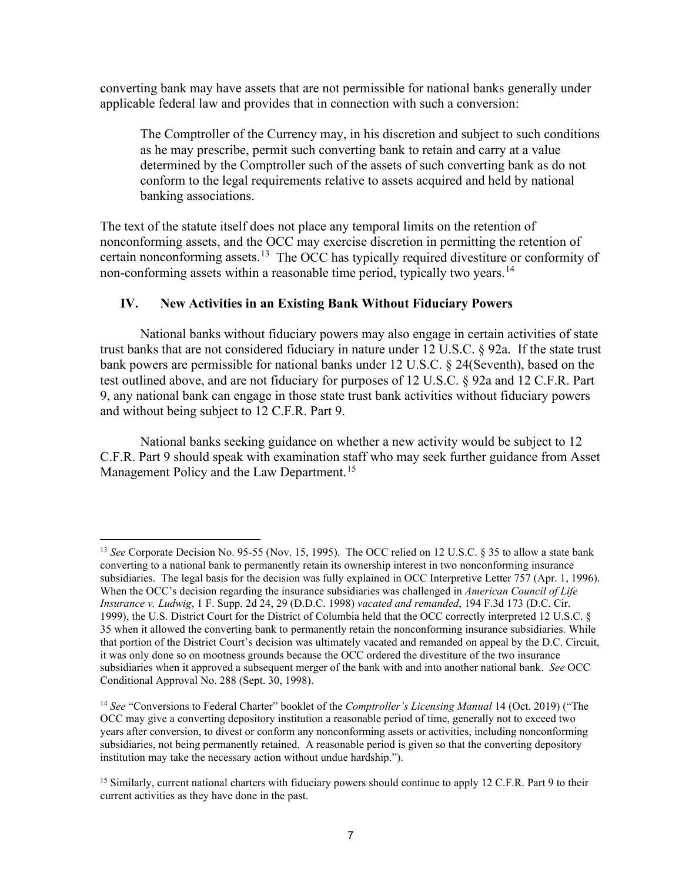converting bank may have assets that are not permissible for national banks generally under applicable federal law and provides that in connection with such a conversion:

> The Comptroller of the Currency may, in his discretion and subject to such conditions as he may prescribe, permit such converting bank to retain and carry at a value determined by the Comptroller such of the assets of such converting bank as do not conform to the legal requirements relative to assets acquired and held by national banking associations.

The text of the statute itself does not place any temporal limits on the retention of nonconforming assets, and the OCC may exercise discretion in permitting the retention of certain nonconforming assets.[13] The OCC has typically required divestiture or conformity of non-conforming assets within a reasonable time period, typically two years.[14]

## IV. New Activities in an Existing Bank Without Fiduciary Powers

National banks without fiduciary powers may also engage in certain activities of state trust banks that are not considered fiduciary in nature under 12 U.S.C. § 92a. If the state trust bank powers are permissible for national banks under 12 U.S.C. § 24(Seventh), based on the test outlined above, and are not fiduciary for purposes of 12 U.S.C. § 92a and 12 C.F.R. Part 9, any national bank can engage in those state trust bank activities without fiduciary powers and without being subject to 12 C.F.R. Part 9.

National banks seeking guidance on whether a new activity would be subject to 12 C.F.R. Part 9 should speak with examination staff who may seek further guidance from Asset Management Policy and the Law Department.[15]

---

[13] *See* Corporate Decision No. 95-55 (Nov. 15, 1995). The OCC relied on 12 U.S.C. § 35 to allow a state bank converting to a national bank to permanently retain its ownership interest in two nonconforming insurance subsidiaries. The legal basis for the decision was fully explained in OCC Interpretive Letter 757 (Apr. 1, 1996). When the OCC's decision regarding the insurance subsidiaries was challenged in *American Council of Life Insurance v. Ludwig*, 1 F. Supp. 2d 24, 29 (D.D.C. 1998) *vacated and remanded*, 194 F.3d 173 (D.C. Cir. 1999), the U.S. District Court for the District of Columbia held that the OCC correctly interpreted 12 U.S.C. § 35 when it allowed the converting bank to permanently retain the nonconforming insurance subsidiaries. While that portion of the District Court's decision was ultimately vacated and remanded on appeal by the D.C. Circuit, it was only done so on mootness grounds because the OCC ordered the divestiture of the two insurance subsidiaries when it approved a subsequent merger of the bank with and into another national bank. *See* OCC Conditional Approval No. 288 (Sept. 30, 1998).

[14] *See* "Conversions to Federal Charter" booklet of the *Comptroller's Licensing Manual* 14 (Oct. 2019) ("The OCC may give a converting depository institution a reasonable period of time, generally not to exceed two years after conversion, to divest or conform any nonconforming assets or activities, including nonconforming subsidiaries, not being permanently retained. A reasonable period is given so that the converting depository institution may take the necessary action without undue hardship.").

[15] Similarly, current national charters with fiduciary powers should continue to apply 12 C.F.R. Part 9 to their current activities as they have done in the past.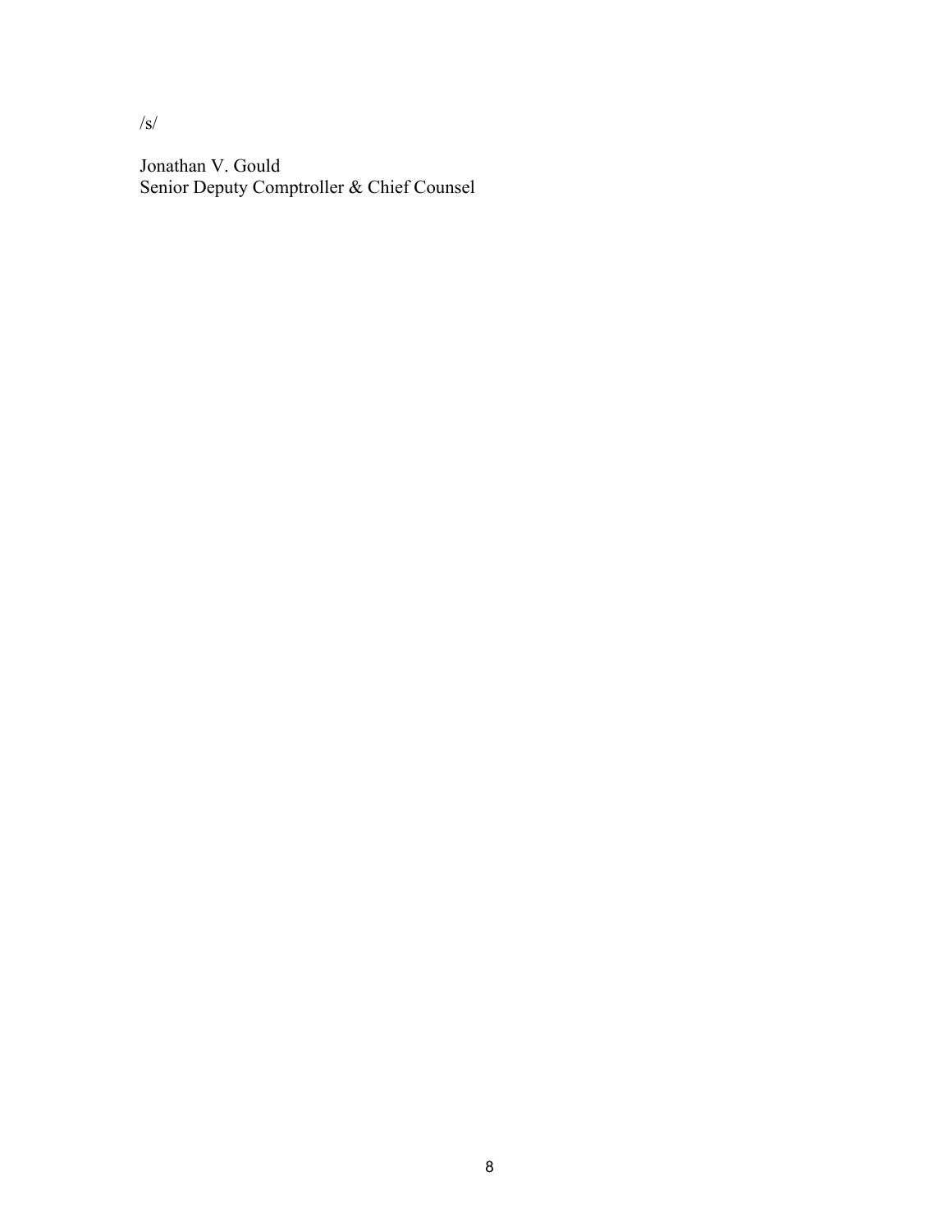/s/

Jonathan V. Gould
Senior Deputy Comptroller & Chief Counsel